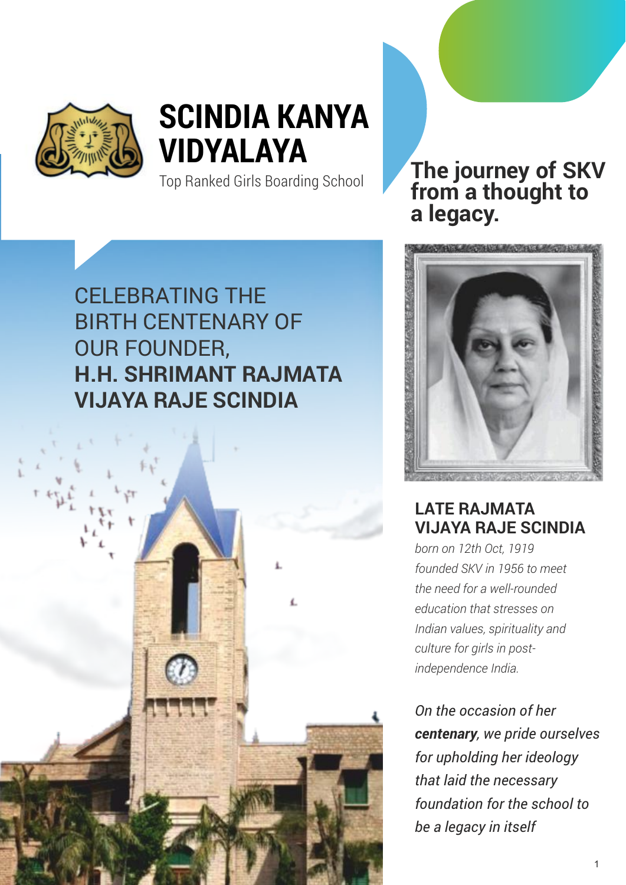# SCINDIA KANYA VIDYALAYA

Top Ranked Girls Boarding School

## The journey of SKV from a thought to a legacy.

CELEBRATING THE BIRTH CENTENARY OF OUR FOUNDER,
**H.H. SHRIMANT RAJMATA VIJAYA RAJE SCINDIA**

### LATE RAJMATA VIJAYA RAJE SCINDIA

*born on 12th Oct, 1919*
*founded SKV in 1956 to meet the need for a well-rounded education that stresses on Indian values, spirituality and culture for girls in post-independence India.*

*On the occasion of her **centenary**, we pride ourselves for upholding her ideology that laid the necessary foundation for the school to be a legacy in itself*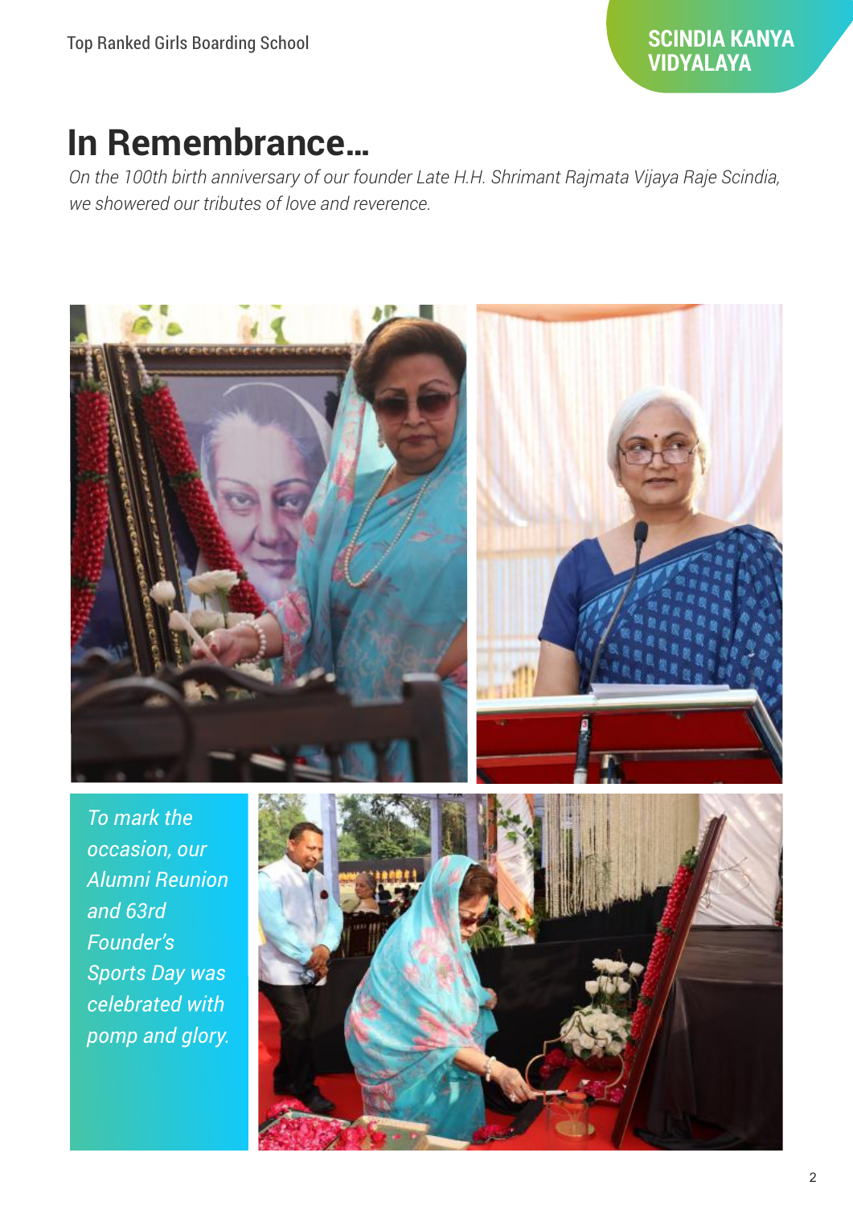# In Remembrance...

*On the 100th birth anniversary of our founder Late H.H. Shrimant Rajmata Vijaya Raje Scindia, we showered our tributes of love and reverence.*

*To mark the occasion, our Alumni Reunion and 63rd Founder's Sports Day was celebrated with pomp and glory.*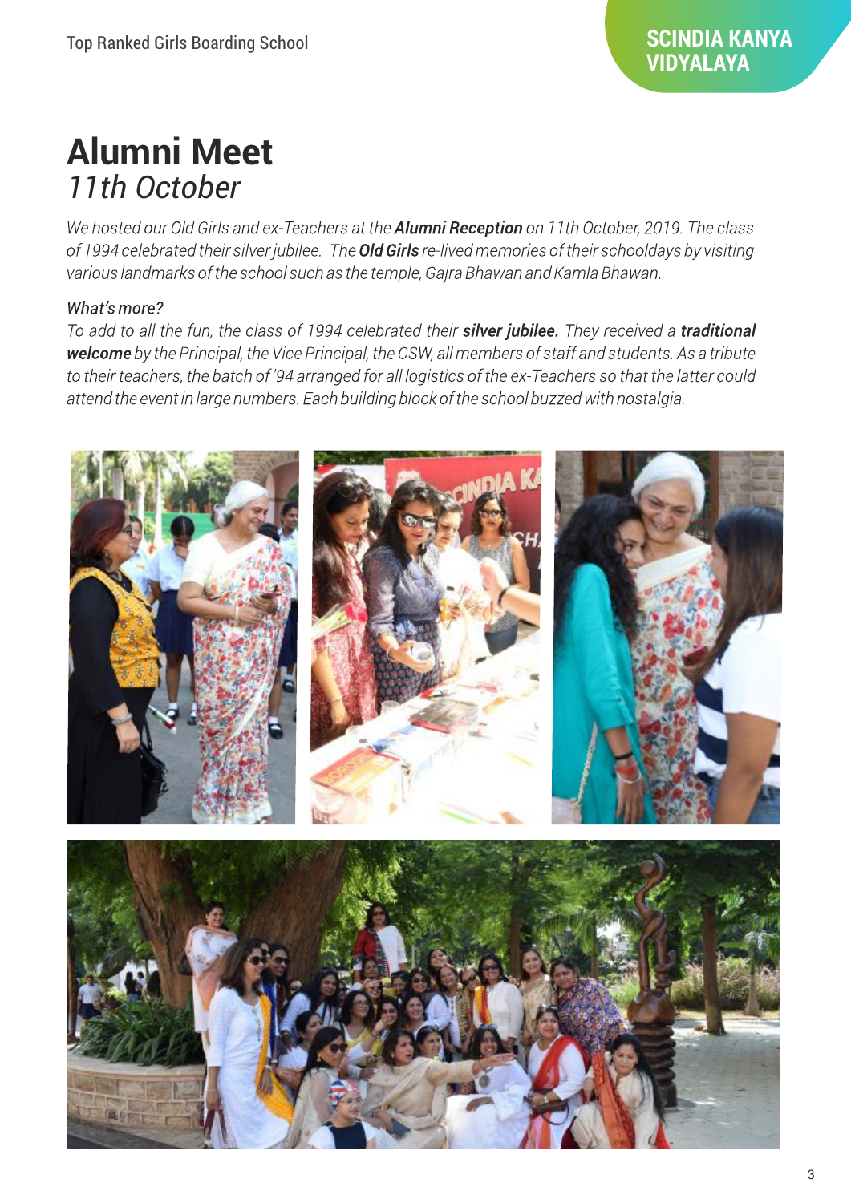# Alumni Meet
*11th October*

*We hosted our Old Girls and ex-Teachers at the **Alumni Reception** on 11th October, 2019. The class of 1994 celebrated their silver jubilee. The **Old Girls** re-lived memories of their schooldays by visiting various landmarks of the school such as the temple, Gajra Bhawan and Kamla Bhawan.*

*What's more?*

*To add to all the fun, the class of 1994 celebrated their **silver jubilee.** They received a **traditional welcome** by the Principal, the Vice Principal, the CSW, all members of staff and students. As a tribute to their teachers, the batch of '94 arranged for all logistics of the ex-Teachers so that the latter could attend the event in large numbers. Each building block of the school buzzed with nostalgia.*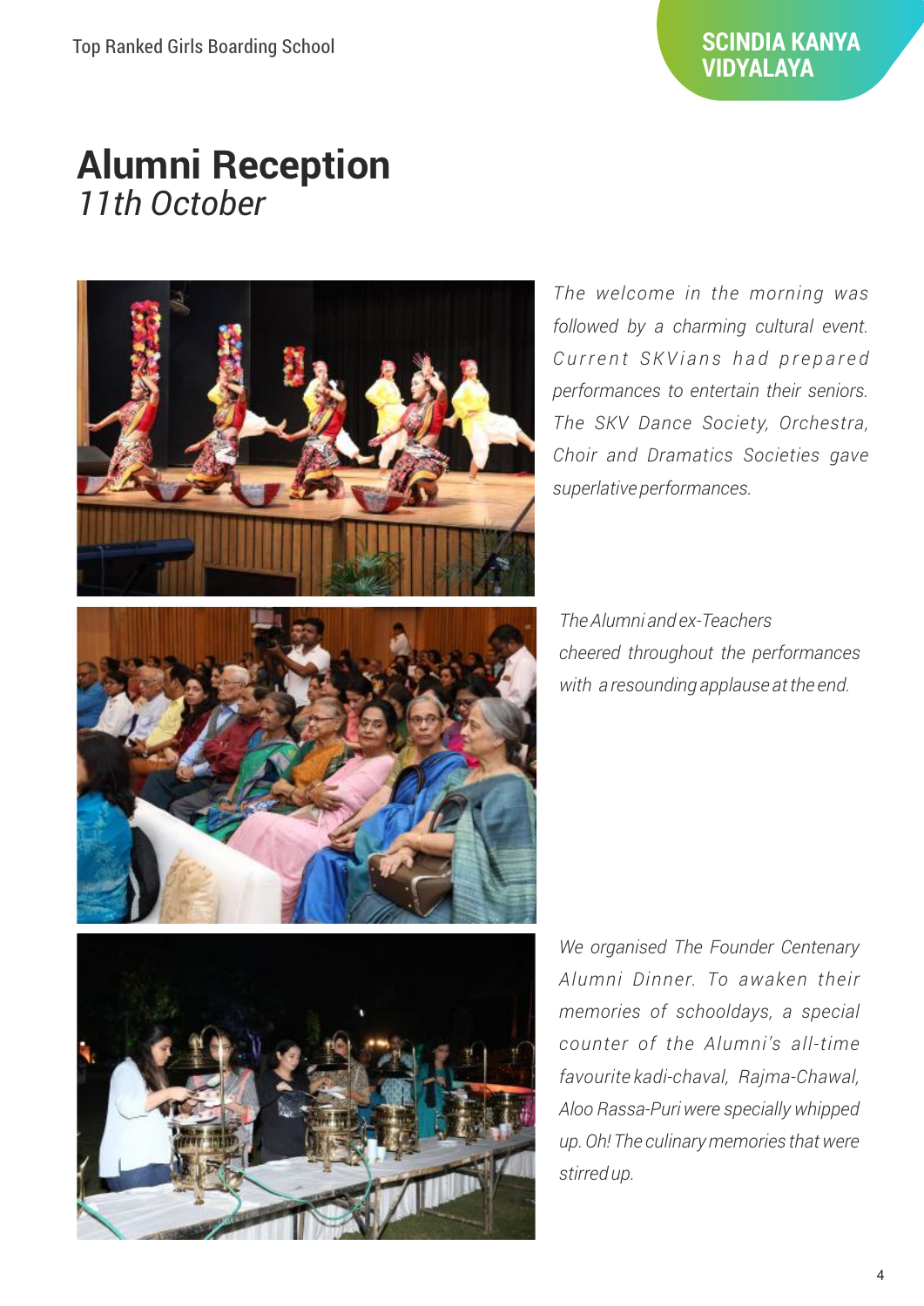# Alumni Reception
*11th October*

*The welcome in the morning was followed by a charming cultural event. Current SKVians had prepared performances to entertain their seniors. The SKV Dance Society, Orchestra, Choir and Dramatics Societies gave superlative performances.*

*The Alumni and ex-Teachers cheered throughout the performances with a resounding applause at the end.*

*We organised The Founder Centenary Alumni Dinner. To awaken their memories of schooldays, a special counter of the Alumni's all-time favourite kadi-chaval, Rajma-Chawal, Aloo Rassa-Puri were specially whipped up. Oh! The culinary memories that were stirred up.*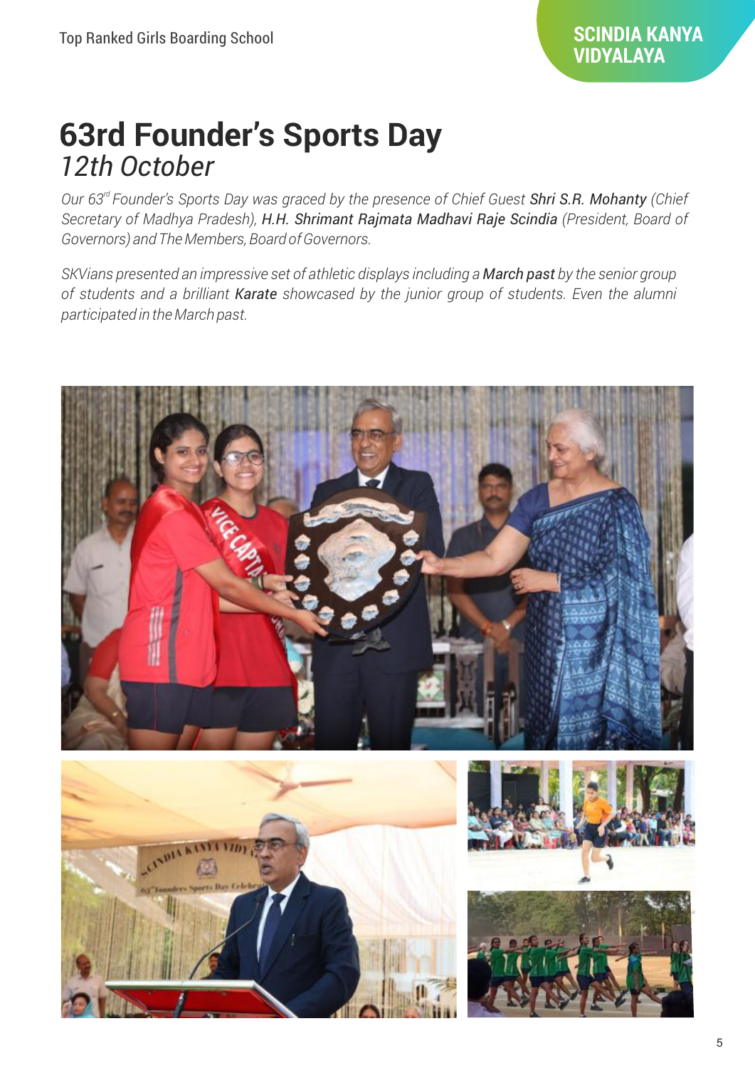# 63rd Founder's Sports Day
*12th October*

*Our 63rd Founder's Sports Day was graced by the presence of Chief Guest* ***Shri S.R. Mohanty*** *(Chief Secretary of Madhya Pradesh),* ***H.H. Shrimant Rajmata Madhavi Raje Scindia*** *(President, Board of Governors) and The Members, Board of Governors.*

*SKVians presented an impressive set of athletic displays including a* ***March past*** *by the senior group of students and a brilliant* ***Karate*** *showcased by the junior group of students. Even the alumni participated in the March past.*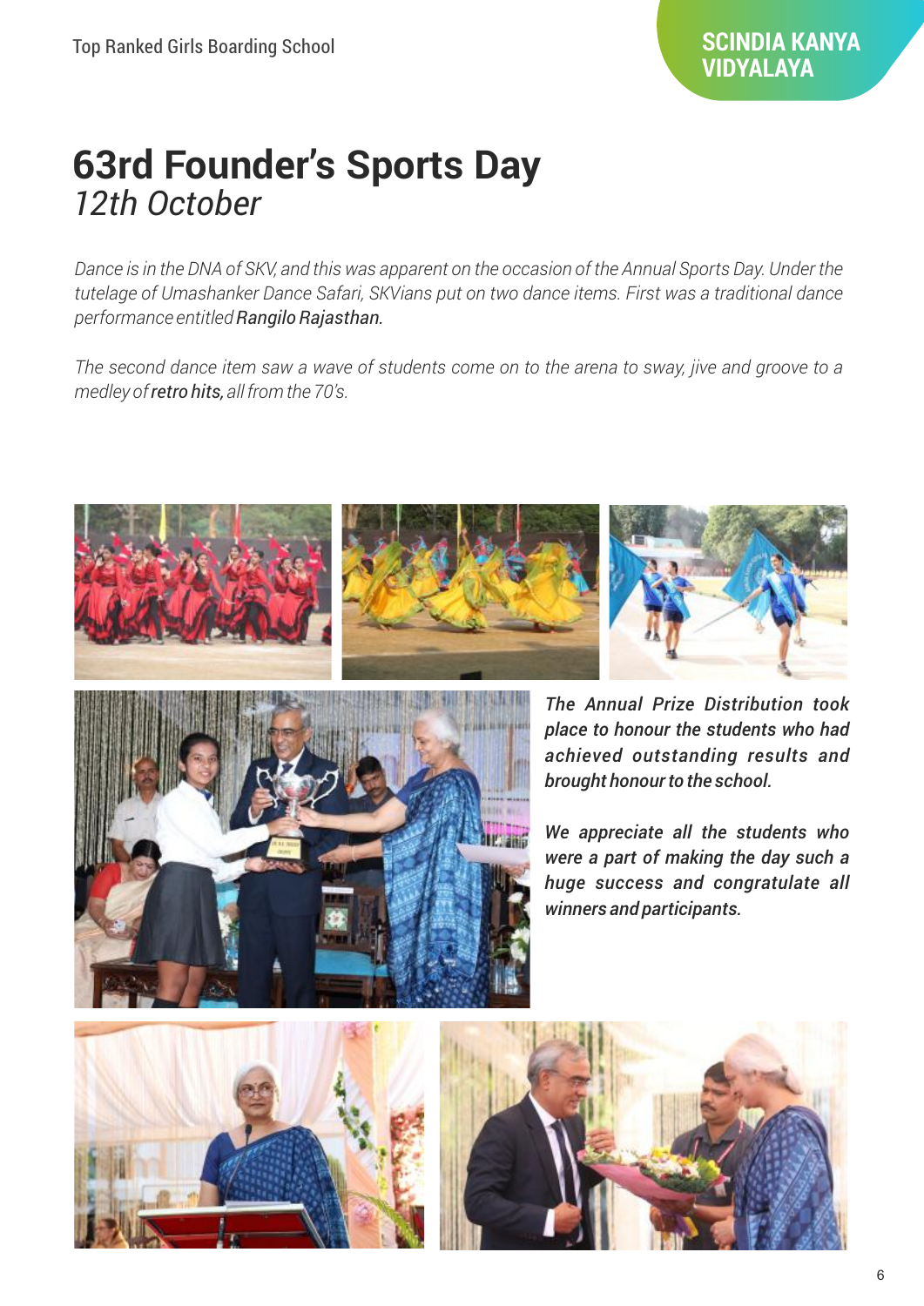# 63rd Founder's Sports Day

*12th October*

*Dance is in the DNA of SKV, and this was apparent on the occasion of the Annual Sports Day. Under the tutelage of Umashanker Dance Safari, SKVians put on two dance items. First was a traditional dance performance entitled* ***Rangilo Rajasthan.***

*The second dance item saw a wave of students come on to the arena to sway, jive and groove to a medley of* ***retro hits,*** *all from the 70's.*

***The Annual Prize Distribution took place to honour the students who had achieved outstanding results and brought honour to the school.***

***We appreciate all the students who were a part of making the day such a huge success and congratulate all winners and participants.***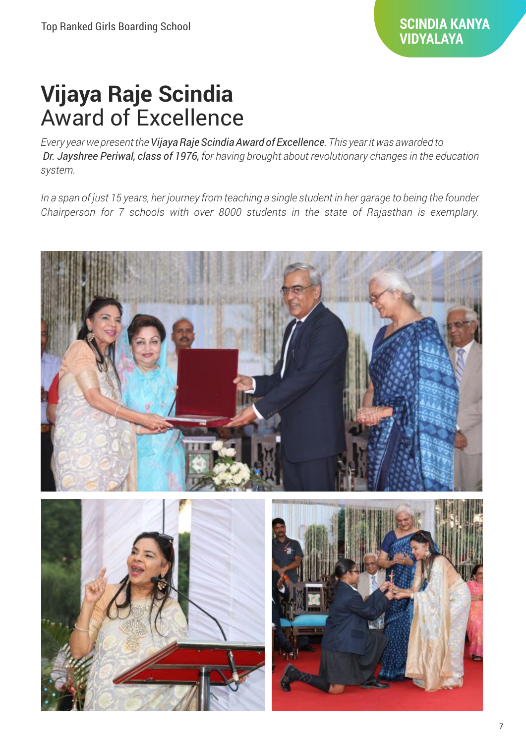# Vijaya Raje Scindia Award of Excellence

*Every year we present the **Vijaya Raje Scindia Award of Excellence**. This year it was awarded to **Dr. Jayshree Periwal, class of 1976,** for having brought about revolutionary changes in the education system.*

*In a span of just 15 years, her journey from teaching a single student in her garage to being the founder Chairperson for 7 schools with over 8000 students in the state of Rajasthan is exemplary.*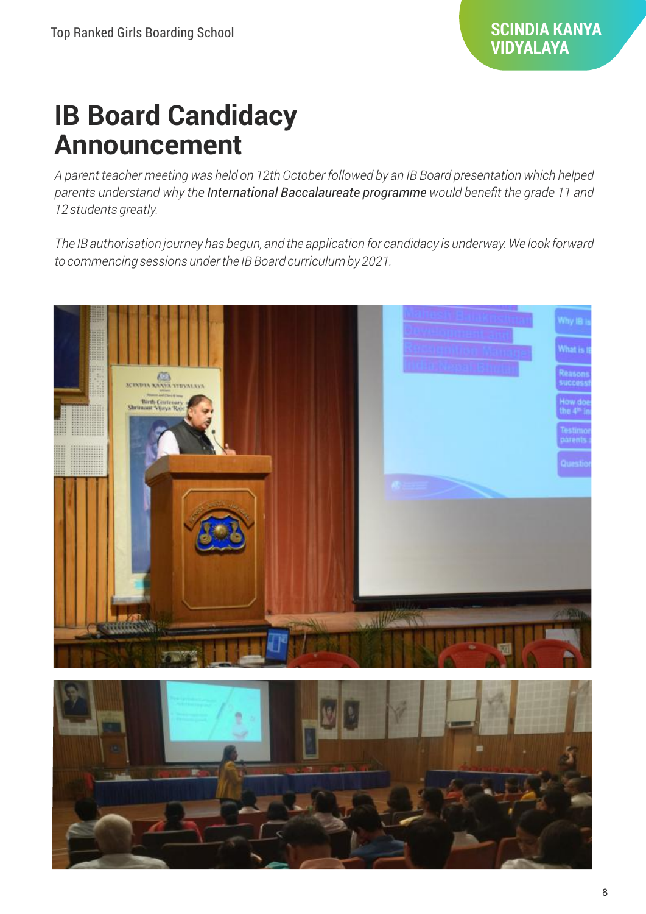# IB Board Candidacy Announcement

*A parent teacher meeting was held on 12th October followed by an IB Board presentation which helped parents understand why the* ***International Baccalaureate programme*** *would benefit the grade 11 and 12 students greatly.*

*The IB authorisation journey has begun, and the application for candidacy is underway. We look forward to commencing sessions under the IB Board curriculum by 2021.*